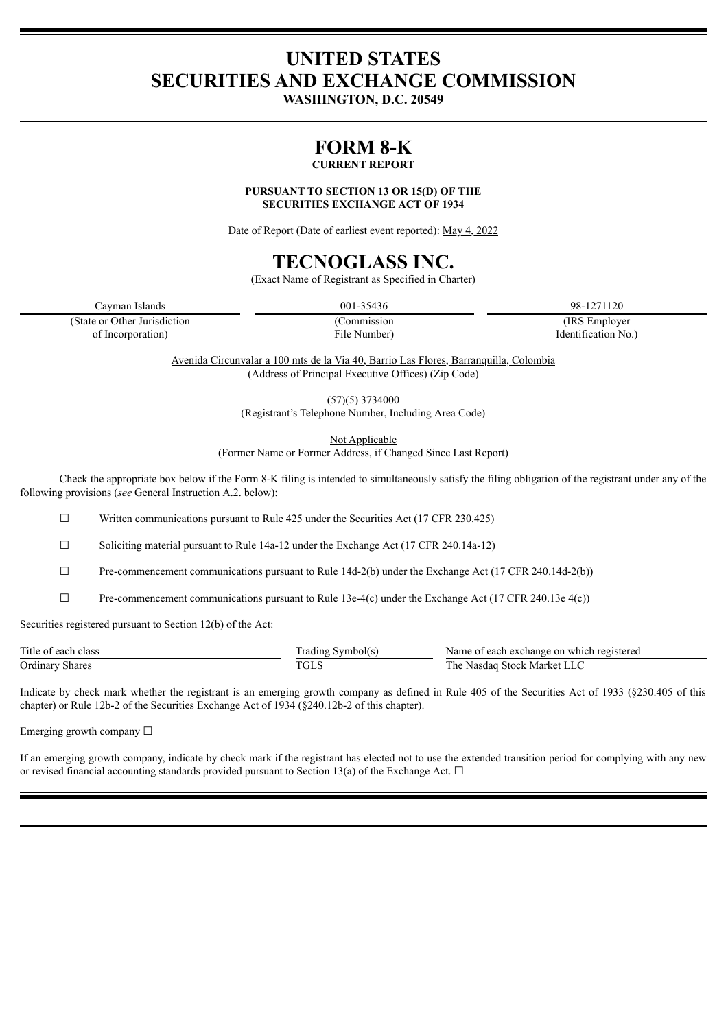# UNITED STATES
# SECURITIES AND EXCHANGE COMMISSION

**WASHINGTON, D.C. 20549**

# FORM 8-K

**CURRENT REPORT**

**PURSUANT TO SECTION 13 OR 15(D) OF THE SECURITIES EXCHANGE ACT OF 1934**

Date of Report (Date of earliest event reported): May 4, 2022

# TECNOGLASS INC.

(Exact Name of Registrant as Specified in Charter)

| Cayman Islands | 001-35436 | 98-1271120 |
|---|---|---|
| (State or Other Jurisdiction of Incorporation) | (Commission File Number) | (IRS Employer Identification No.) |

Avenida Circunvalar a 100 mts de la Via 40, Barrio Las Flores, Barranquilla, Colombia
(Address of Principal Executive Offices) (Zip Code)

(57)(5) 3734000
(Registrant's Telephone Number, Including Area Code)

Not Applicable
(Former Name or Former Address, if Changed Since Last Report)

Check the appropriate box below if the Form 8-K filing is intended to simultaneously satisfy the filing obligation of the registrant under any of the following provisions (*see* General Instruction A.2. below):

☐ Written communications pursuant to Rule 425 under the Securities Act (17 CFR 230.425)

☐ Soliciting material pursuant to Rule 14a-12 under the Exchange Act (17 CFR 240.14a-12)

☐ Pre-commencement communications pursuant to Rule 14d-2(b) under the Exchange Act (17 CFR 240.14d-2(b))

☐ Pre-commencement communications pursuant to Rule 13e-4(c) under the Exchange Act (17 CFR 240.13e 4(c))

Securities registered pursuant to Section 12(b) of the Act:

| Title of each class | Trading Symbol(s) | Name of each exchange on which registered |
|---|---|---|
| Ordinary Shares | TGLS | The Nasdaq Stock Market LLC |

Indicate by check mark whether the registrant is an emerging growth company as defined in Rule 405 of the Securities Act of 1933 (§230.405 of this chapter) or Rule 12b-2 of the Securities Exchange Act of 1934 (§240.12b-2 of this chapter).

Emerging growth company ☐

If an emerging growth company, indicate by check mark if the registrant has elected not to use the extended transition period for complying with any new or revised financial accounting standards provided pursuant to Section 13(a) of the Exchange Act. ☐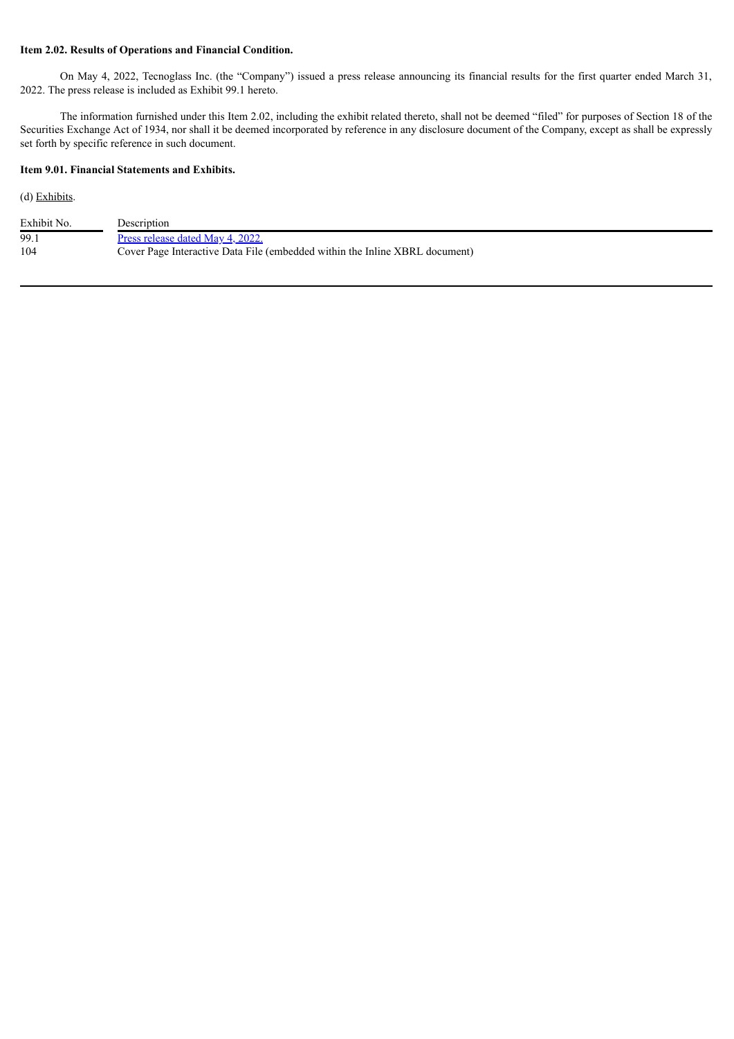**Item 2.02. Results of Operations and Financial Condition.**

On May 4, 2022, Tecnoglass Inc. (the "Company") issued a press release announcing its financial results for the first quarter ended March 31, 2022. The press release is included as Exhibit 99.1 hereto.

The information furnished under this Item 2.02, including the exhibit related thereto, shall not be deemed "filed" for purposes of Section 18 of the Securities Exchange Act of 1934, nor shall it be deemed incorporated by reference in any disclosure document of the Company, except as shall be expressly set forth by specific reference in such document.

**Item 9.01. Financial Statements and Exhibits.**

(d) Exhibits.

| Exhibit No. | Description |
| --- | --- |
| 99.1 | Press release dated May 4, 2022. |
| 104 | Cover Page Interactive Data File (embedded within the Inline XBRL document) |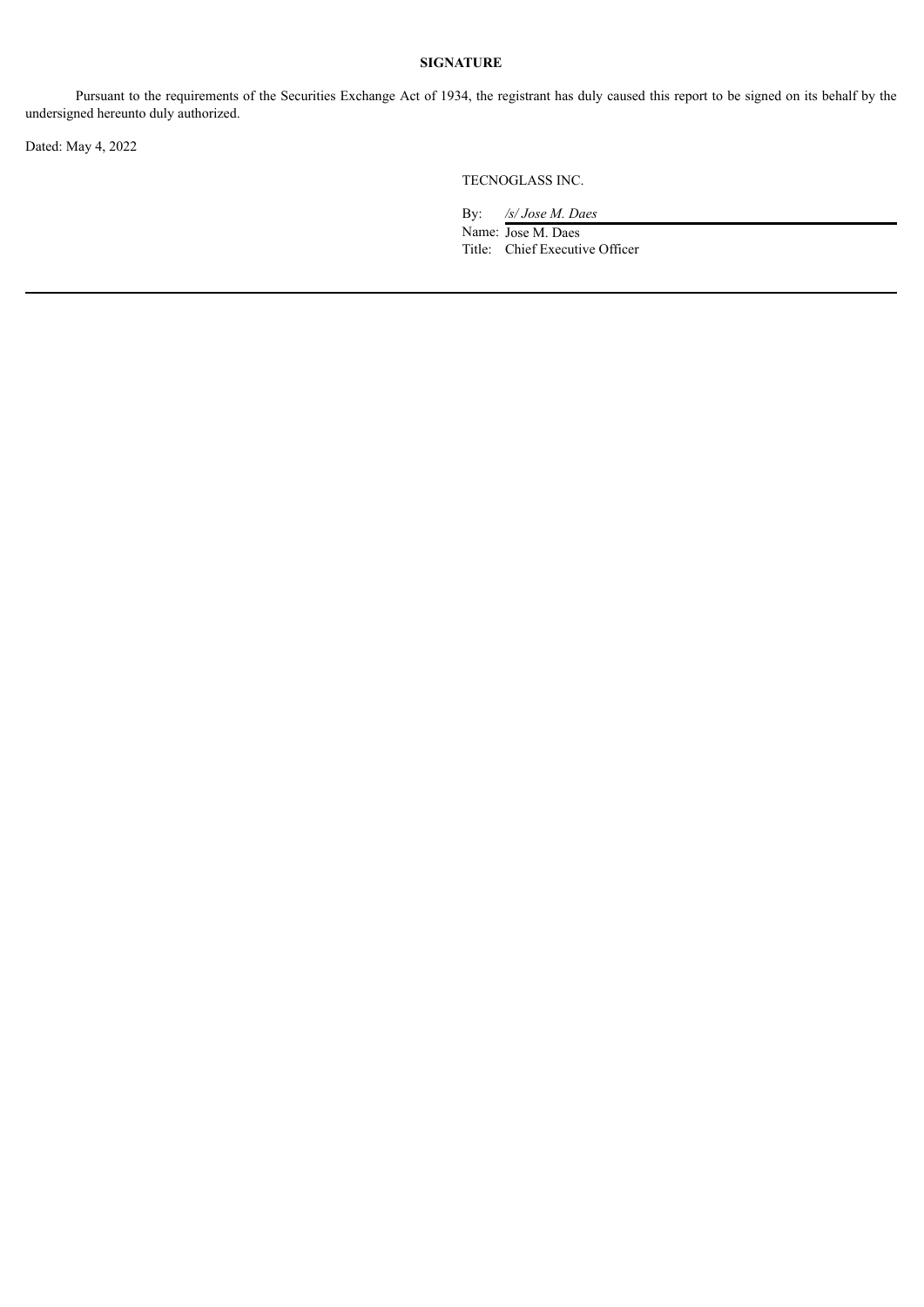**SIGNATURE**

Pursuant to the requirements of the Securities Exchange Act of 1934, the registrant has duly caused this report to be signed on its behalf by the undersigned hereunto duly authorized.

Dated: May 4, 2022

TECNOGLASS INC.

By: */s/ Jose M. Daes*

Name: Jose M. Daes

Title: Chief Executive Officer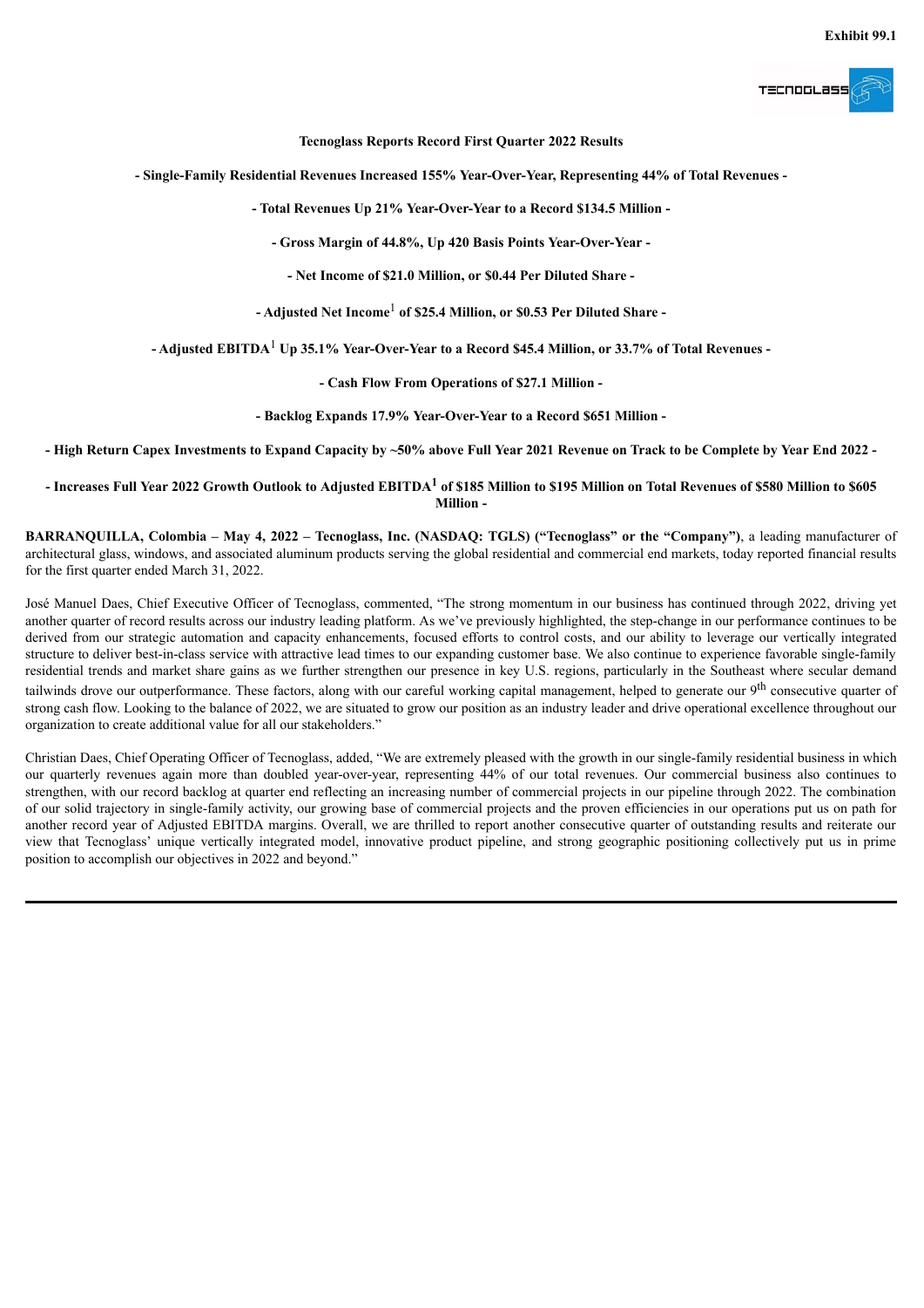**Exhibit 99.1**

**Tecnoglass Reports Record First Quarter 2022 Results**

**- Single-Family Residential Revenues Increased 155% Year-Over-Year, Representing 44% of Total Revenues -**

**- Total Revenues Up 21% Year-Over-Year to a Record \$134.5 Million -**

**- Gross Margin of 44.8%, Up 420 Basis Points Year-Over-Year -**

**- Net Income of \$21.0 Million, or \$0.44 Per Diluted Share -**

**- Adjusted Net Income[1] of \$25.4 Million, or \$0.53 Per Diluted Share -**

**- Adjusted EBITDA[1] Up 35.1% Year-Over-Year to a Record \$45.4 Million, or 33.7% of Total Revenues -**

**- Cash Flow From Operations of \$27.1 Million -**

**- Backlog Expands 17.9% Year-Over-Year to a Record \$651 Million -**

**- High Return Capex Investments to Expand Capacity by ~50% above Full Year 2021 Revenue on Track to be Complete by Year End 2022 -**

**- Increases Full Year 2022 Growth Outlook to Adjusted EBITDA[1] of \$185 Million to \$195 Million on Total Revenues of \$580 Million to \$605 Million -**

**BARRANQUILLA, Colombia – May 4, 2022 – Tecnoglass, Inc. (NASDAQ: TGLS) ("Tecnoglass" or the "Company")**, a leading manufacturer of architectural glass, windows, and associated aluminum products serving the global residential and commercial end markets, today reported financial results for the first quarter ended March 31, 2022.

José Manuel Daes, Chief Executive Officer of Tecnoglass, commented, "The strong momentum in our business has continued through 2022, driving yet another quarter of record results across our industry leading platform. As we've previously highlighted, the step-change in our performance continues to be derived from our strategic automation and capacity enhancements, focused efforts to control costs, and our ability to leverage our vertically integrated structure to deliver best-in-class service with attractive lead times to our expanding customer base. We also continue to experience favorable single-family residential trends and market share gains as we further strengthen our presence in key U.S. regions, particularly in the Southeast where secular demand tailwinds drove our outperformance. These factors, along with our careful working capital management, helped to generate our 9th consecutive quarter of strong cash flow. Looking to the balance of 2022, we are situated to grow our position as an industry leader and drive operational excellence throughout our organization to create additional value for all our stakeholders."

Christian Daes, Chief Operating Officer of Tecnoglass, added, "We are extremely pleased with the growth in our single-family residential business in which our quarterly revenues again more than doubled year-over-year, representing 44% of our total revenues. Our commercial business also continues to strengthen, with our record backlog at quarter end reflecting an increasing number of commercial projects in our pipeline through 2022. The combination of our solid trajectory in single-family activity, our growing base of commercial projects and the proven efficiencies in our operations put us on path for another record year of Adjusted EBITDA margins. Overall, we are thrilled to report another consecutive quarter of outstanding results and reiterate our view that Tecnoglass' unique vertically integrated model, innovative product pipeline, and strong geographic positioning collectively put us in prime position to accomplish our objectives in 2022 and beyond."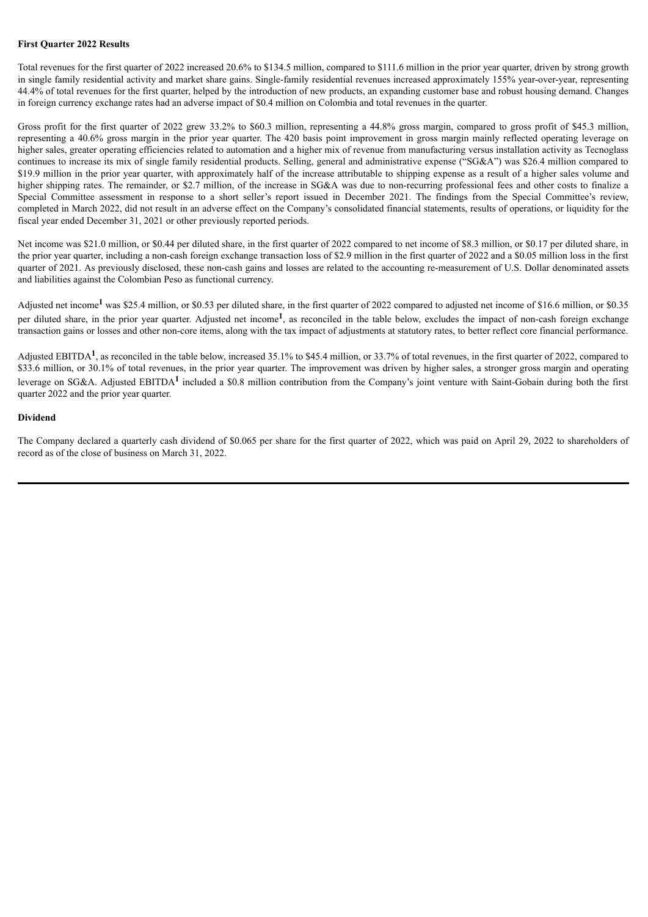**First Quarter 2022 Results**

Total revenues for the first quarter of 2022 increased 20.6% to $134.5 million, compared to $111.6 million in the prior year quarter, driven by strong growth in single family residential activity and market share gains. Single-family residential revenues increased approximately 155% year-over-year, representing 44.4% of total revenues for the first quarter, helped by the introduction of new products, an expanding customer base and robust housing demand. Changes in foreign currency exchange rates had an adverse impact of $0.4 million on Colombia and total revenues in the quarter.

Gross profit for the first quarter of 2022 grew 33.2% to $60.3 million, representing a 44.8% gross margin, compared to gross profit of $45.3 million, representing a 40.6% gross margin in the prior year quarter. The 420 basis point improvement in gross margin mainly reflected operating leverage on higher sales, greater operating efficiencies related to automation and a higher mix of revenue from manufacturing versus installation activity as Tecnoglass continues to increase its mix of single family residential products. Selling, general and administrative expense ("SG&A") was $26.4 million compared to $19.9 million in the prior year quarter, with approximately half of the increase attributable to shipping expense as a result of a higher sales volume and higher shipping rates. The remainder, or $2.7 million, of the increase in SG&A was due to non-recurring professional fees and other costs to finalize a Special Committee assessment in response to a short seller's report issued in December 2021. The findings from the Special Committee's review, completed in March 2022, did not result in an adverse effect on the Company's consolidated financial statements, results of operations, or liquidity for the fiscal year ended December 31, 2021 or other previously reported periods.

Net income was $21.0 million, or $0.44 per diluted share, in the first quarter of 2022 compared to net income of $8.3 million, or $0.17 per diluted share, in the prior year quarter, including a non-cash foreign exchange transaction loss of $2.9 million in the first quarter of 2022 and a $0.05 million loss in the first quarter of 2021. As previously disclosed, these non-cash gains and losses are related to the accounting re-measurement of U.S. Dollar denominated assets and liabilities against the Colombian Peso as functional currency.

Adjusted net income[1] was $25.4 million, or $0.53 per diluted share, in the first quarter of 2022 compared to adjusted net income of $16.6 million, or $0.35 per diluted share, in the prior year quarter. Adjusted net income[1], as reconciled in the table below, excludes the impact of non-cash foreign exchange transaction gains or losses and other non-core items, along with the tax impact of adjustments at statutory rates, to better reflect core financial performance.

Adjusted EBITDA[1], as reconciled in the table below, increased 35.1% to $45.4 million, or 33.7% of total revenues, in the first quarter of 2022, compared to $33.6 million, or 30.1% of total revenues, in the prior year quarter. The improvement was driven by higher sales, a stronger gross margin and operating leverage on SG&A. Adjusted EBITDA[1] included a $0.8 million contribution from the Company's joint venture with Saint-Gobain during both the first quarter 2022 and the prior year quarter.

**Dividend**

The Company declared a quarterly cash dividend of $0.065 per share for the first quarter of 2022, which was paid on April 29, 2022 to shareholders of record as of the close of business on March 31, 2022.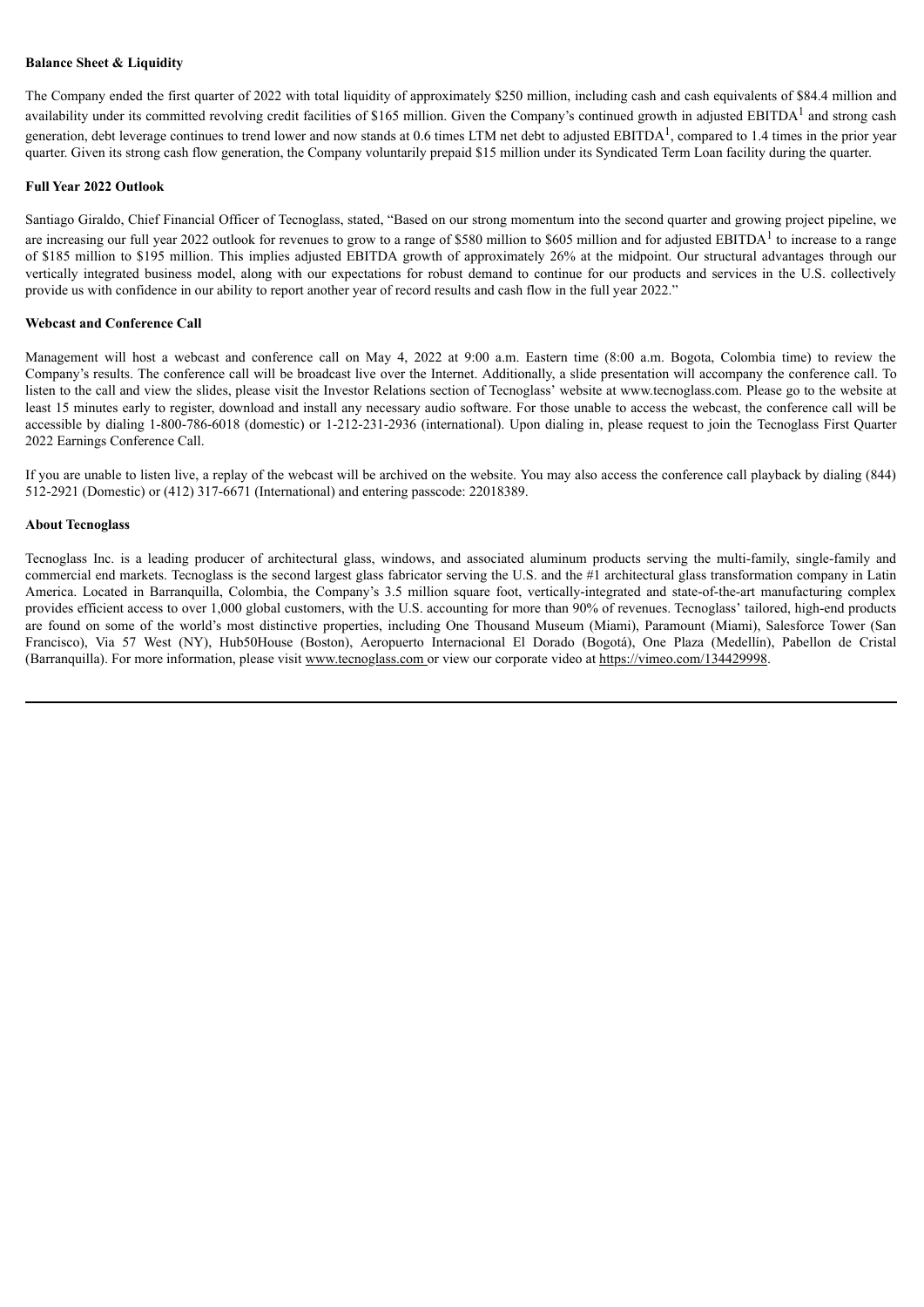**Balance Sheet & Liquidity**

The Company ended the first quarter of 2022 with total liquidity of approximately $250 million, including cash and cash equivalents of $84.4 million and availability under its committed revolving credit facilities of $165 million. Given the Company's continued growth in adjusted EBITDA[1] and strong cash generation, debt leverage continues to trend lower and now stands at 0.6 times LTM net debt to adjusted EBITDA[1], compared to 1.4 times in the prior year quarter. Given its strong cash flow generation, the Company voluntarily prepaid $15 million under its Syndicated Term Loan facility during the quarter.

**Full Year 2022 Outlook**

Santiago Giraldo, Chief Financial Officer of Tecnoglass, stated, "Based on our strong momentum into the second quarter and growing project pipeline, we are increasing our full year 2022 outlook for revenues to grow to a range of $580 million to $605 million and for adjusted EBITDA[1] to increase to a range of $185 million to $195 million. This implies adjusted EBITDA growth of approximately 26% at the midpoint. Our structural advantages through our vertically integrated business model, along with our expectations for robust demand to continue for our products and services in the U.S. collectively provide us with confidence in our ability to report another year of record results and cash flow in the full year 2022."

**Webcast and Conference Call**

Management will host a webcast and conference call on May 4, 2022 at 9:00 a.m. Eastern time (8:00 a.m. Bogota, Colombia time) to review the Company's results. The conference call will be broadcast live over the Internet. Additionally, a slide presentation will accompany the conference call. To listen to the call and view the slides, please visit the Investor Relations section of Tecnoglass' website at www.tecnoglass.com. Please go to the website at least 15 minutes early to register, download and install any necessary audio software. For those unable to access the webcast, the conference call will be accessible by dialing 1-800-786-6018 (domestic) or 1-212-231-2936 (international). Upon dialing in, please request to join the Tecnoglass First Quarter 2022 Earnings Conference Call.

If you are unable to listen live, a replay of the webcast will be archived on the website. You may also access the conference call playback by dialing (844) 512-2921 (Domestic) or (412) 317-6671 (International) and entering passcode: 22018389.

**About Tecnoglass**

Tecnoglass Inc. is a leading producer of architectural glass, windows, and associated aluminum products serving the multi-family, single-family and commercial end markets. Tecnoglass is the second largest glass fabricator serving the U.S. and the #1 architectural glass transformation company in Latin America. Located in Barranquilla, Colombia, the Company's 3.5 million square foot, vertically-integrated and state-of-the-art manufacturing complex provides efficient access to over 1,000 global customers, with the U.S. accounting for more than 90% of revenues. Tecnoglass' tailored, high-end products are found on some of the world's most distinctive properties, including One Thousand Museum (Miami), Paramount (Miami), Salesforce Tower (San Francisco), Via 57 West (NY), Hub50House (Boston), Aeropuerto Internacional El Dorado (Bogotá), One Plaza (Medellín), Pabellon de Cristal (Barranquilla). For more information, please visit www.tecnoglass.com or view our corporate video at https://vimeo.com/134429998.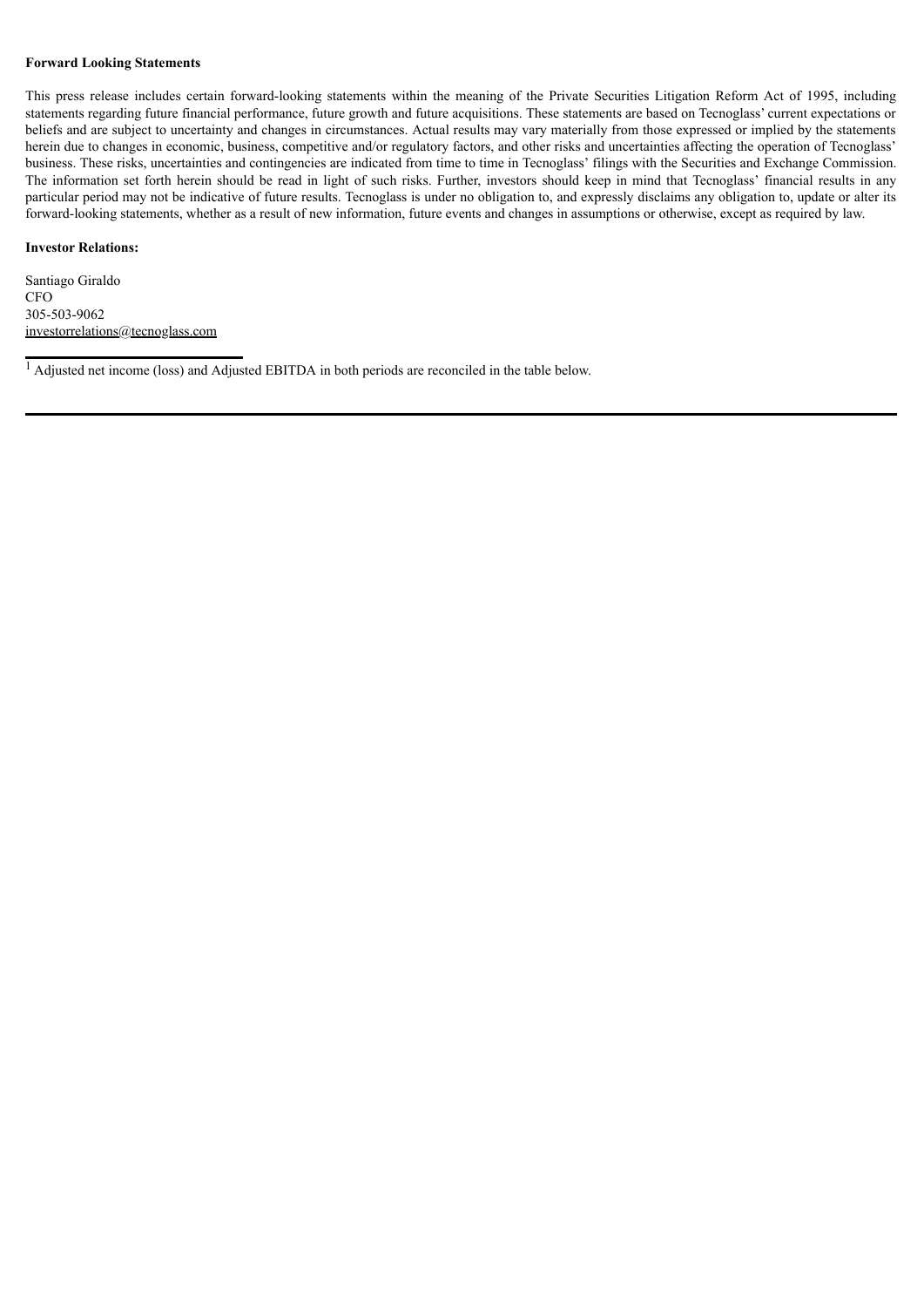**Forward Looking Statements**

This press release includes certain forward-looking statements within the meaning of the Private Securities Litigation Reform Act of 1995, including statements regarding future financial performance, future growth and future acquisitions. These statements are based on Tecnoglass' current expectations or beliefs and are subject to uncertainty and changes in circumstances. Actual results may vary materially from those expressed or implied by the statements herein due to changes in economic, business, competitive and/or regulatory factors, and other risks and uncertainties affecting the operation of Tecnoglass' business. These risks, uncertainties and contingencies are indicated from time to time in Tecnoglass' filings with the Securities and Exchange Commission. The information set forth herein should be read in light of such risks. Further, investors should keep in mind that Tecnoglass' financial results in any particular period may not be indicative of future results. Tecnoglass is under no obligation to, and expressly disclaims any obligation to, update or alter its forward-looking statements, whether as a result of new information, future events and changes in assumptions or otherwise, except as required by law.

**Investor Relations:**

Santiago Giraldo
CFO
305-503-9062
investorrelations@tecnoglass.com

---

[1] Adjusted net income (loss) and Adjusted EBITDA in both periods are reconciled in the table below.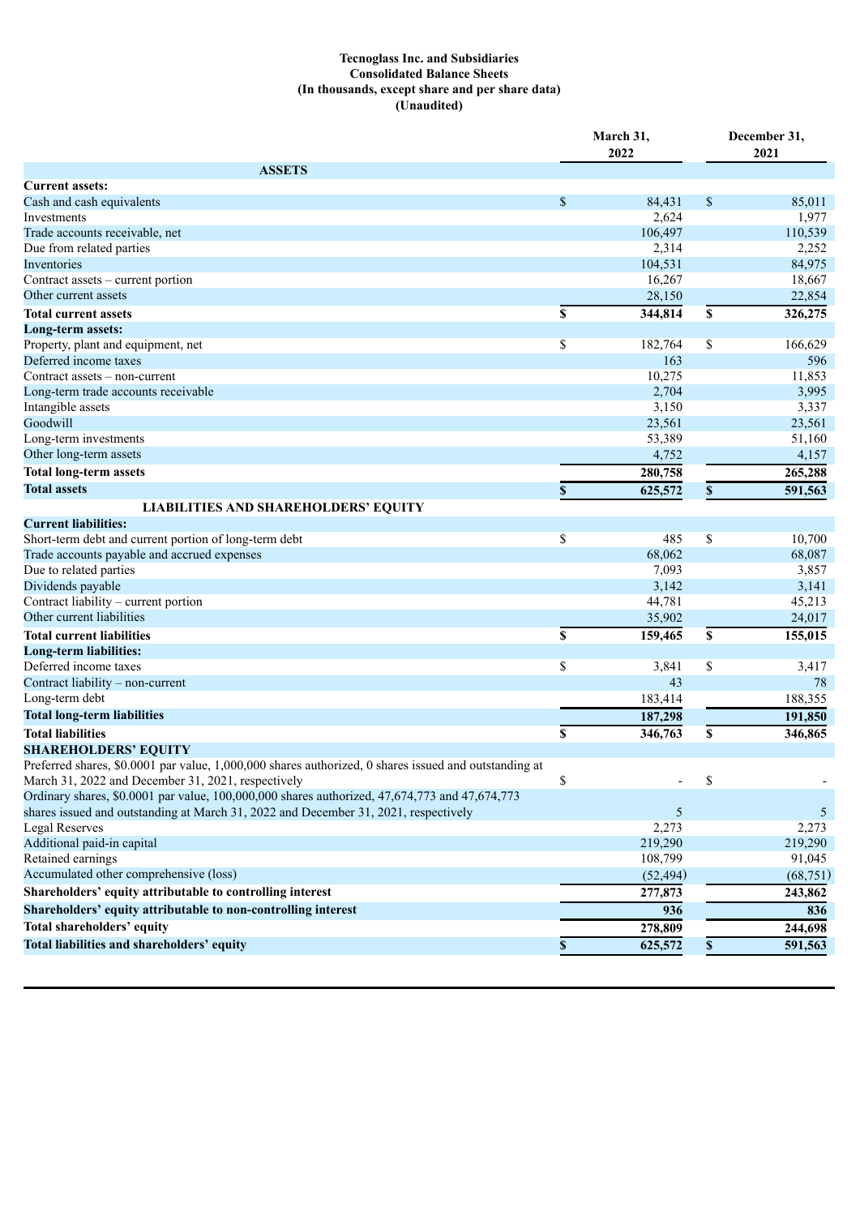**Tecnoglass Inc. and Subsidiaries**
**Consolidated Balance Sheets**
**(In thousands, except share and per share data)**
**(Unaudited)**

| | March 31, 2022 | December 31, 2021 |
|---|---|---|
| **ASSETS** | | |
| **Current assets:** | | |
| Cash and cash equivalents | $ 84,431 | $ 85,011 |
| Investments | 2,624 | 1,977 |
| Trade accounts receivable, net | 106,497 | 110,539 |
| Due from related parties | 2,314 | 2,252 |
| Inventories | 104,531 | 84,975 |
| Contract assets – current portion | 16,267 | 18,667 |
| Other current assets | 28,150 | 22,854 |
| **Total current assets** | **$ 344,814** | **$ 326,275** |
| **Long-term assets:** | | |
| Property, plant and equipment, net | $ 182,764 | $ 166,629 |
| Deferred income taxes | 163 | 596 |
| Contract assets – non-current | 10,275 | 11,853 |
| Long-term trade accounts receivable | 2,704 | 3,995 |
| Intangible assets | 3,150 | 3,337 |
| Goodwill | 23,561 | 23,561 |
| Long-term investments | 53,389 | 51,160 |
| Other long-term assets | 4,752 | 4,157 |
| **Total long-term assets** | **280,758** | **265,288** |
| **Total assets** | **$ 625,572** | **$ 591,563** |
| **LIABILITIES AND SHAREHOLDERS' EQUITY** | | |
| **Current liabilities:** | | |
| Short-term debt and current portion of long-term debt | $ 485 | $ 10,700 |
| Trade accounts payable and accrued expenses | 68,062 | 68,087 |
| Due to related parties | 7,093 | 3,857 |
| Dividends payable | 3,142 | 3,141 |
| Contract liability – current portion | 44,781 | 45,213 |
| Other current liabilities | 35,902 | 24,017 |
| **Total current liabilities** | **$ 159,465** | **$ 155,015** |
| **Long-term liabilities:** | | |
| Deferred income taxes | $ 3,841 | $ 3,417 |
| Contract liability – non-current | 43 | 78 |
| Long-term debt | 183,414 | 188,355 |
| **Total long-term liabilities** | **187,298** | **191,850** |
| **Total liabilities** | **$ 346,763** | **$ 346,865** |
| **SHAREHOLDERS' EQUITY** | | |
| Preferred shares, $0.0001 par value, 1,000,000 shares authorized, 0 shares issued and outstanding at March 31, 2022 and December 31, 2021, respectively | $ - | $ - |
| Ordinary shares, $0.0001 par value, 100,000,000 shares authorized, 47,674,773 and 47,674,773 shares issued and outstanding at March 31, 2022 and December 31, 2021, respectively | 5 | 5 |
| Legal Reserves | 2,273 | 2,273 |
| Additional paid-in capital | 219,290 | 219,290 |
| Retained earnings | 108,799 | 91,045 |
| Accumulated other comprehensive (loss) | (52,494) | (68,751) |
| **Shareholders' equity attributable to controlling interest** | **277,873** | **243,862** |
| **Shareholders' equity attributable to non-controlling interest** | **936** | **836** |
| **Total shareholders' equity** | **278,809** | **244,698** |
| **Total liabilities and shareholders' equity** | **$ 625,572** | **$ 591,563** |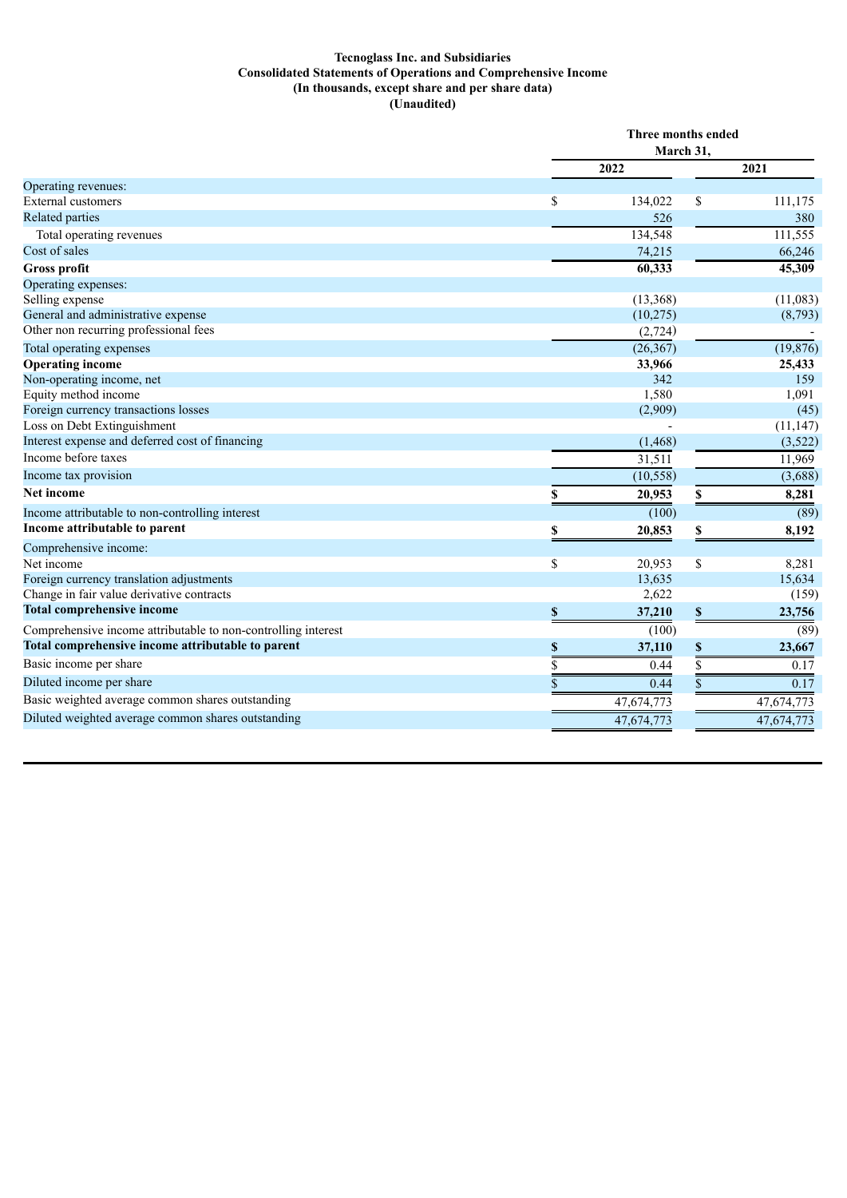**Tecnoglass Inc. and Subsidiaries**
**Consolidated Statements of Operations and Comprehensive Income**
**(In thousands, except share and per share data)**
**(Unaudited)**

| | Three months ended March 31, | |
|---|---|---|
| | 2022 | 2021 |
| Operating revenues: | | |
| External customers | $ 134,022 | $ 111,175 |
| Related parties | 526 | 380 |
| Total operating revenues | 134,548 | 111,555 |
| Cost of sales | 74,215 | 66,246 |
| **Gross profit** | **60,333** | **45,309** |
| Operating expenses: | | |
| Selling expense | (13,368) | (11,083) |
| General and administrative expense | (10,275) | (8,793) |
| Other non recurring professional fees | (2,724) | - |
| Total operating expenses | (26,367) | (19,876) |
| **Operating income** | **33,966** | **25,433** |
| Non-operating income, net | 342 | 159 |
| Equity method income | 1,580 | 1,091 |
| Foreign currency transactions losses | (2,909) | (45) |
| Loss on Debt Extinguishment | - | (11,147) |
| Interest expense and deferred cost of financing | (1,468) | (3,522) |
| Income before taxes | 31,511 | 11,969 |
| Income tax provision | (10,558) | (3,688) |
| **Net income** | **$ 20,953** | **$ 8,281** |
| Income attributable to non-controlling interest | (100) | (89) |
| **Income attributable to parent** | **$ 20,853** | **$ 8,192** |
| Comprehensive income: | | |
| Net income | $ 20,953 | $ 8,281 |
| Foreign currency translation adjustments | 13,635 | 15,634 |
| Change in fair value derivative contracts | 2,622 | (159) |
| **Total comprehensive income** | **$ 37,210** | **$ 23,756** |
| Comprehensive income attributable to non-controlling interest | (100) | (89) |
| **Total comprehensive income attributable to parent** | **$ 37,110** | **$ 23,667** |
| Basic income per share | $ 0.44 | $ 0.17 |
| Diluted income per share | $ 0.44 | $ 0.17 |
| Basic weighted average common shares outstanding | 47,674,773 | 47,674,773 |
| Diluted weighted average common shares outstanding | 47,674,773 | 47,674,773 |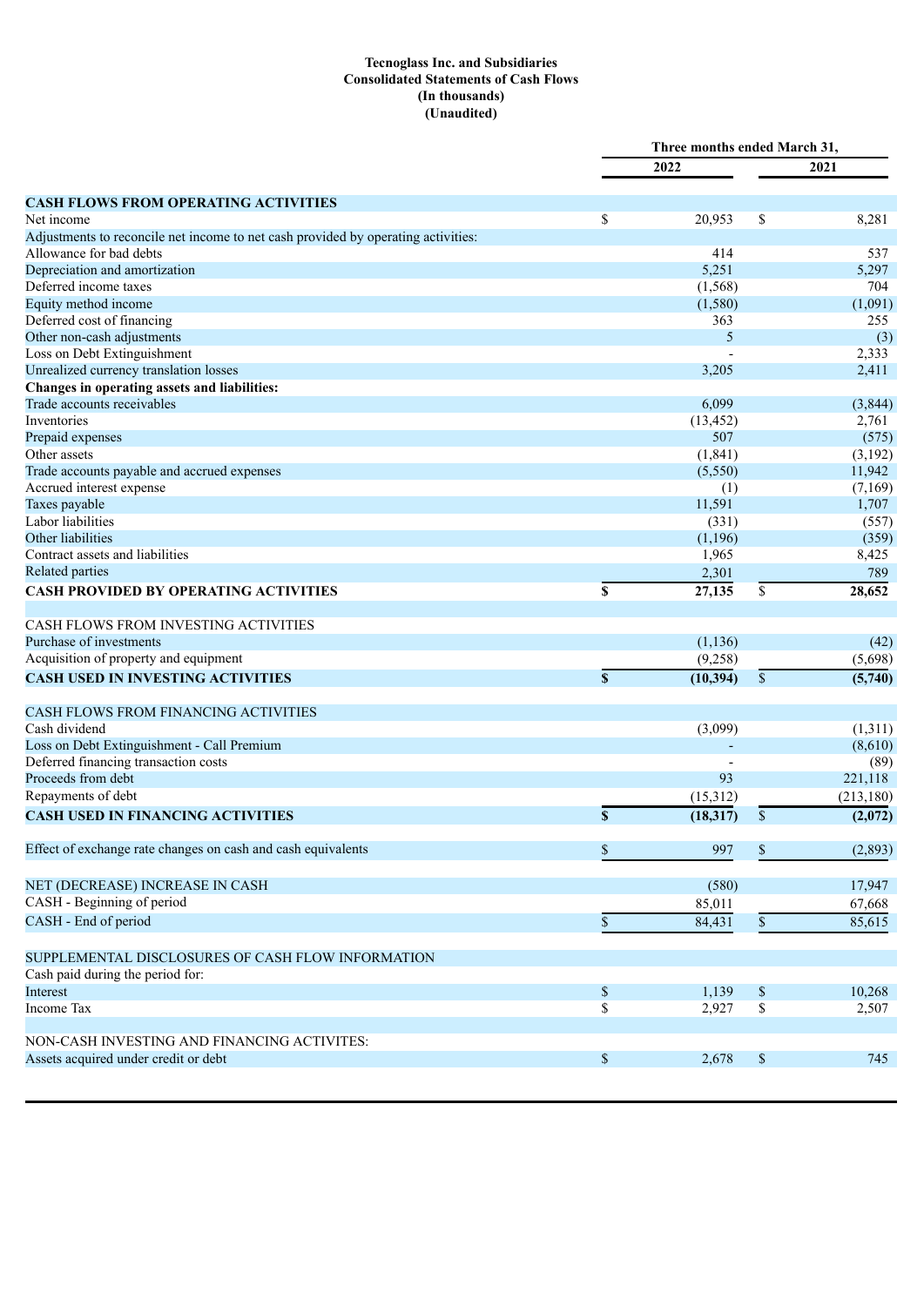**Tecnoglass Inc. and Subsidiaries**
**Consolidated Statements of Cash Flows**
**(In thousands)**
**(Unaudited)**

| | Three months ended March 31, | |
|---|---|---|
| | 2022 | 2021 |
| **CASH FLOWS FROM OPERATING ACTIVITIES** | | |
| Net income | $ 20,953 | $ 8,281 |
| Adjustments to reconcile net income to net cash provided by operating activities: | | |
| Allowance for bad debts | 414 | 537 |
| Depreciation and amortization | 5,251 | 5,297 |
| Deferred income taxes | (1,568) | 704 |
| Equity method income | (1,580) | (1,091) |
| Deferred cost of financing | 363 | 255 |
| Other non-cash adjustments | 5 | (3) |
| Loss on Debt Extinguishment | - | 2,333 |
| Unrealized currency translation losses | 3,205 | 2,411 |
| **Changes in operating assets and liabilities:** | | |
| Trade accounts receivables | 6,099 | (3,844) |
| Inventories | (13,452) | 2,761 |
| Prepaid expenses | 507 | (575) |
| Other assets | (1,841) | (3,192) |
| Trade accounts payable and accrued expenses | (5,550) | 11,942 |
| Accrued interest expense | (1) | (7,169) |
| Taxes payable | 11,591 | 1,707 |
| Labor liabilities | (331) | (557) |
| Other liabilities | (1,196) | (359) |
| Contract assets and liabilities | 1,965 | 8,425 |
| Related parties | 2,301 | 789 |
| **CASH PROVIDED BY OPERATING ACTIVITIES** | **$ 27,135** | **$ 28,652** |
| CASH FLOWS FROM INVESTING ACTIVITIES | | |
| Purchase of investments | (1,136) | (42) |
| Acquisition of property and equipment | (9,258) | (5,698) |
| **CASH USED IN INVESTING ACTIVITIES** | **$ (10,394)** | **$ (5,740)** |
| CASH FLOWS FROM FINANCING ACTIVITIES | | |
| Cash dividend | (3,099) | (1,311) |
| Loss on Debt Extinguishment - Call Premium | - | (8,610) |
| Deferred financing transaction costs | - | (89) |
| Proceeds from debt | 93 | 221,118 |
| Repayments of debt | (15,312) | (213,180) |
| **CASH USED IN FINANCING ACTIVITIES** | **$ (18,317)** | **$ (2,072)** |
| Effect of exchange rate changes on cash and cash equivalents | $ 997 | $ (2,893) |
| NET (DECREASE) INCREASE IN CASH | (580) | 17,947 |
| CASH - Beginning of period | 85,011 | 67,668 |
| CASH - End of period | $ 84,431 | $ 85,615 |
| SUPPLEMENTAL DISCLOSURES OF CASH FLOW INFORMATION | | |
| Cash paid during the period for: | | |
| Interest | $ 1,139 | $ 10,268 |
| Income Tax | $ 2,927 | $ 2,507 |
| NON-CASH INVESTING AND FINANCING ACTIVITES: | | |
| Assets acquired under credit or debt | $ 2,678 | $ 745 |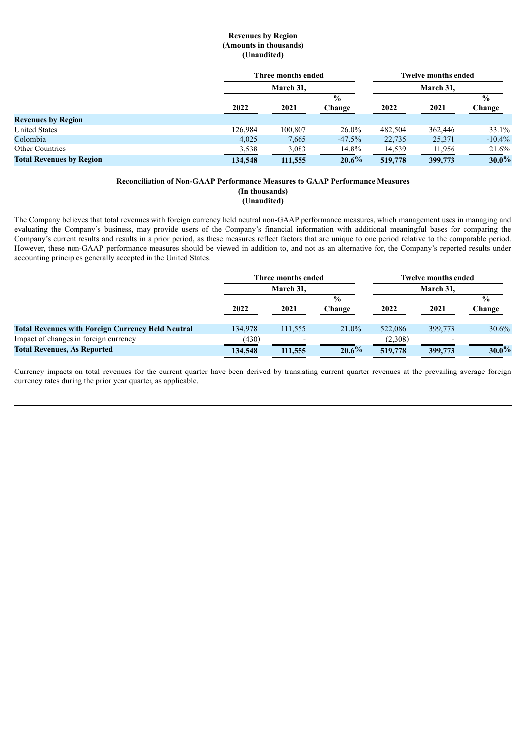**Revenues by Region**
**(Amounts in thousands)**
**(Unaudited)**

| | Three months ended March 31, | | | Twelve months ended March 31, | | |
|---|---|---|---|---|---|---|
| | 2022 | 2021 | % Change | 2022 | 2021 | % Change |
| **Revenues by Region** | | | | | | |
| United States | 126,984 | 100,807 | 26.0% | 482,504 | 362,446 | 33.1% |
| Colombia | 4,025 | 7,665 | -47.5% | 22,735 | 25,371 | -10.4% |
| Other Countries | 3,538 | 3,083 | 14.8% | 14,539 | 11,956 | 21.6% |
| **Total Revenues by Region** | **134,548** | **111,555** | **20.6%** | **519,778** | **399,773** | **30.0%** |

**Reconciliation of Non-GAAP Performance Measures to GAAP Performance Measures**
**(In thousands)**
**(Unaudited)**

The Company believes that total revenues with foreign currency held neutral non-GAAP performance measures, which management uses in managing and evaluating the Company's business, may provide users of the Company's financial information with additional meaningful bases for comparing the Company's current results and results in a prior period, as these measures reflect factors that are unique to one period relative to the comparable period. However, these non-GAAP performance measures should be viewed in addition to, and not as an alternative for, the Company's reported results under accounting principles generally accepted in the United States.

| | Three months ended March 31, | | | Twelve months ended March 31, | | |
|---|---|---|---|---|---|---|
| | 2022 | 2021 | % Change | 2022 | 2021 | % Change |
| **Total Revenues with Foreign Currency Held Neutral** | 134,978 | 111,555 | 21.0% | 522,086 | 399,773 | 30.6% |
| Impact of changes in foreign currency | (430) | - | | (2,308) | - | |
| **Total Revenues, As Reported** | **134,548** | **111,555** | **20.6%** | **519,778** | **399,773** | **30.0%** |

Currency impacts on total revenues for the current quarter have been derived by translating current quarter revenues at the prevailing average foreign currency rates during the prior year quarter, as applicable.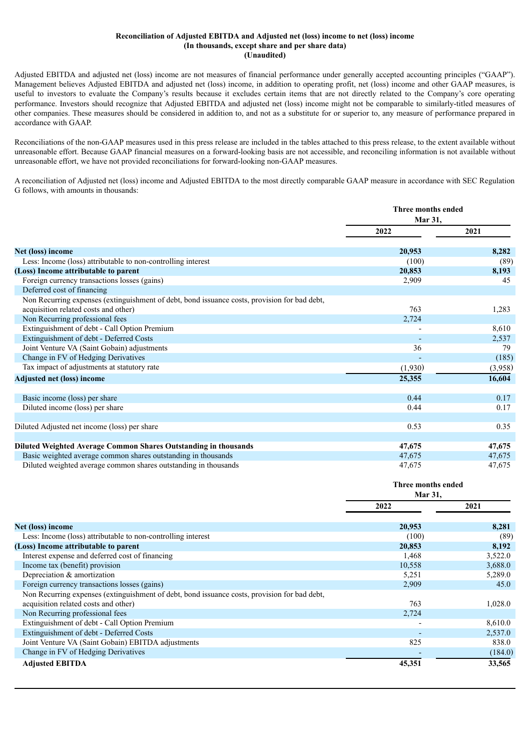**Reconciliation of Adjusted EBITDA and Adjusted net (loss) income to net (loss) income**
**(In thousands, except share and per share data)**
**(Unaudited)**

Adjusted EBITDA and adjusted net (loss) income are not measures of financial performance under generally accepted accounting principles ("GAAP"). Management believes Adjusted EBITDA and adjusted net (loss) income, in addition to operating profit, net (loss) income and other GAAP measures, is useful to investors to evaluate the Company's results because it excludes certain items that are not directly related to the Company's core operating performance. Investors should recognize that Adjusted EBITDA and adjusted net (loss) income might not be comparable to similarly-titled measures of other companies. These measures should be considered in addition to, and not as a substitute for or superior to, any measure of performance prepared in accordance with GAAP.

Reconciliations of the non-GAAP measures used in this press release are included in the tables attached to this press release, to the extent available without unreasonable effort. Because GAAP financial measures on a forward-looking basis are not accessible, and reconciling information is not available without unreasonable effort, we have not provided reconciliations for forward-looking non-GAAP measures.

A reconciliation of Adjusted net (loss) income and Adjusted EBITDA to the most directly comparable GAAP measure in accordance with SEC Regulation G follows, with amounts in thousands:

| | Three months ended Mar 31, | |
|---|---|---|
| | 2022 | 2021 |
| **Net (loss) income** | **20,953** | **8,282** |
| Less: Income (loss) attributable to non-controlling interest | (100) | (89) |
| **(Loss) Income attributable to parent** | **20,853** | **8,193** |
| Foreign currency transactions losses (gains) | 2,909 | 45 |
| Deferred cost of financing | | |
| Non Recurring expenses (extinguishment of debt, bond issuance costs, provision for bad debt, acquisition related costs and other) | 763 | 1,283 |
| Non Recurring professional fees | 2,724 | |
| Extinguishment of debt - Call Option Premium | - | 8,610 |
| Extinguishment of debt - Deferred Costs | - | 2,537 |
| Joint Venture VA (Saint Gobain) adjustments | 36 | 79 |
| Change in FV of Hedging Derivatives | - | (185) |
| Tax impact of adjustments at statutory rate | (1,930) | (3,958) |
| **Adjusted net (loss) income** | **25,355** | **16,604** |
| | | |
| Basic income (loss) per share | 0.44 | 0.17 |
| Diluted income (loss) per share | 0.44 | 0.17 |
| | | |
| Diluted Adjusted net income (loss) per share | 0.53 | 0.35 |
| | | |
| **Diluted Weighted Average Common Shares Outstanding in thousands** | **47,675** | **47,675** |
| Basic weighted average common shares outstanding in thousands | 47,675 | 47,675 |
| Diluted weighted average common shares outstanding in thousands | 47,675 | 47,675 |

| | Three months ended Mar 31, | |
|---|---|---|
| | 2022 | 2021 |
| **Net (loss) income** | **20,953** | **8,281** |
| Less: Income (loss) attributable to non-controlling interest | (100) | (89) |
| **(Loss) Income attributable to parent** | **20,853** | **8,192** |
| Interest expense and deferred cost of financing | 1,468 | 3,522.0 |
| Income tax (benefit) provision | 10,558 | 3,688.0 |
| Depreciation & amortization | 5,251 | 5,289.0 |
| Foreign currency transactions losses (gains) | 2,909 | 45.0 |
| Non Recurring expenses (extinguishment of debt, bond issuance costs, provision for bad debt, acquisition related costs and other) | 763 | 1,028.0 |
| Non Recurring professional fees | 2,724 | |
| Extinguishment of debt - Call Option Premium | - | 8,610.0 |
| Extinguishment of debt - Deferred Costs | - | 2,537.0 |
| Joint Venture VA (Saint Gobain) EBITDA adjustments | 825 | 838.0 |
| Change in FV of Hedging Derivatives | - | (184.0) |
| **Adjusted EBITDA** | **45,351** | **33,565** |